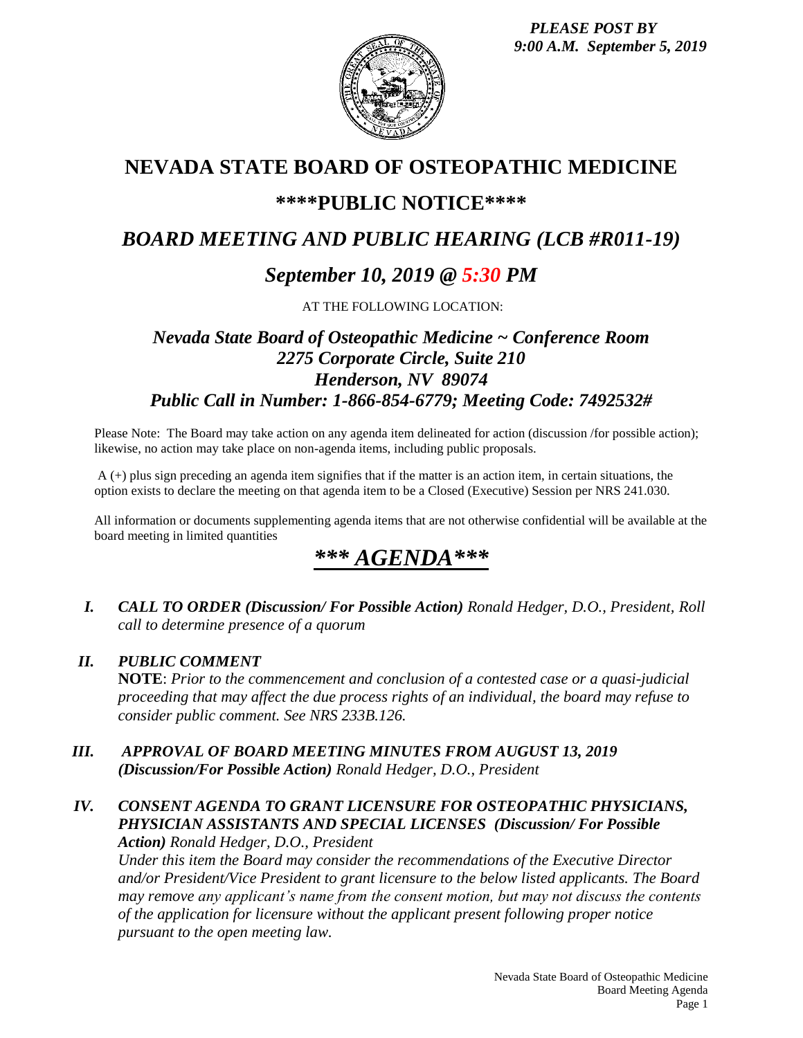*PLEASE POST BY 9:00 A.M. September 5, 2019*

# NEVADA STATE BOARD OF OSTEOPATHIC MEDICINE

## \*\*\*\*PUBLIC NOTICE\*\*\*\*

## *BOARD MEETING AND PUBLIC HEARING (LCB #R011-19)*

## *September 10, 2019 @ 5:30 PM*

AT THE FOLLOWING LOCATION:

### *Nevada State Board of Osteopathic Medicine ~ Conference Room*
### *2275 Corporate Circle, Suite 210*
### *Henderson, NV 89074*
### *Public Call in Number: 1-866-854-6779; Meeting Code: 7492532#*

Please Note: The Board may take action on any agenda item delineated for action (discussion /for possible action); likewise, no action may take place on non-agenda items, including public proposals.

A (+) plus sign preceding an agenda item signifies that if the matter is an action item, in certain situations, the option exists to declare the meeting on that agenda item to be a Closed (Executive) Session per NRS 241.030.

All information or documents supplementing agenda items that are not otherwise confidential will be available at the board meeting in limited quantities

## *\*\*\* AGENDA\*\*\**

**I.** ***CALL TO ORDER (Discussion/ For Possible Action)*** *Ronald Hedger, D.O., President, Roll call to determine presence of a quorum*

**II.** ***PUBLIC COMMENT***

**NOTE**: *Prior to the commencement and conclusion of a contested case or a quasi-judicial proceeding that may affect the due process rights of an individual, the board may refuse to consider public comment. See NRS 233B.126.*

**III.** ***APPROVAL OF BOARD MEETING MINUTES FROM AUGUST 13, 2019 (Discussion/For Possible Action)*** *Ronald Hedger, D.O., President*

**IV.** ***CONSENT AGENDA TO GRANT LICENSURE FOR OSTEOPATHIC PHYSICIANS, PHYSICIAN ASSISTANTS AND SPECIAL LICENSES (Discussion/ For Possible Action)*** *Ronald Hedger, D.O., President*

*Under this item the Board may consider the recommendations of the Executive Director and/or President/Vice President to grant licensure to the below listed applicants. The Board may remove any applicant's name from the consent motion, but may not discuss the contents of the application for licensure without the applicant present following proper notice pursuant to the open meeting law.*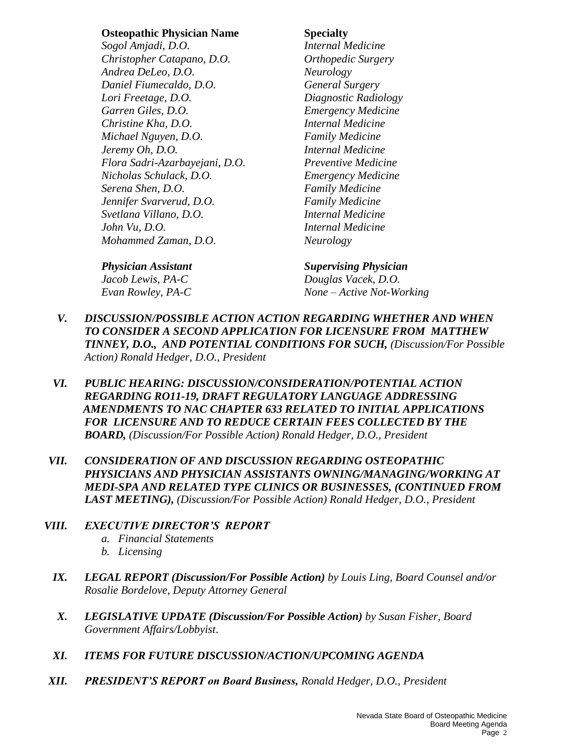| Osteopathic Physician Name | Specialty |
| --- | --- |
| *Sogol Amjadi, D.O.* | *Internal Medicine* |
| *Christopher Catapano, D.O.* | *Orthopedic Surgery* |
| *Andrea DeLeo, D.O.* | *Neurology* |
| *Daniel Fiumecaldo, D.O.* | *General Surgery* |
| *Lori Freetage, D.O.* | *Diagnostic Radiology* |
| *Garren Giles, D.O.* | *Emergency Medicine* |
| *Christine Kha, D.O.* | *Internal Medicine* |
| *Michael Nguyen, D.O.* | *Family Medicine* |
| *Jeremy Oh, D.O.* | *Internal Medicine* |
| *Flora Sadri-Azarbayejani, D.O.* | *Preventive Medicine* |
| *Nicholas Schulack, D.O.* | *Emergency Medicine* |
| *Serena Shen, D.O.* | *Family Medicine* |
| *Jennifer Svarverud, D.O.* | *Family Medicine* |
| *Svetlana Villano, D.O.* | *Internal Medicine* |
| *John Vu, D.O.* | *Internal Medicine* |
| *Mohammed Zaman, D.O.* | *Neurology* |

| *Physician Assistant* | *Supervising Physician* |
| --- | --- |
| *Jacob Lewis, PA-C* | *Douglas Vacek, D.O.* |
| *Evan Rowley, PA-C* | *None – Active Not-Working* |

**V.** ***DISCUSSION/POSSIBLE ACTION ACTION REGARDING WHETHER AND WHEN TO CONSIDER A SECOND APPLICATION FOR LICENSURE FROM MATTHEW TINNEY, D.O., AND POTENTIAL CONDITIONS FOR SUCH,*** *(Discussion/For Possible Action) Ronald Hedger, D.O., President*

**VI.** ***PUBLIC HEARING: DISCUSSION/CONSIDERATION/POTENTIAL ACTION REGARDING RO11-19, DRAFT REGULATORY LANGUAGE ADDRESSING AMENDMENTS TO NAC CHAPTER 633 RELATED TO INITIAL APPLICATIONS FOR LICENSURE AND TO REDUCE CERTAIN FEES COLLECTED BY THE BOARD,*** *(Discussion/For Possible Action) Ronald Hedger, D.O., President*

**VII.** ***CONSIDERATION OF AND DISCUSSION REGARDING OSTEOPATHIC PHYSICIANS AND PHYSICIAN ASSISTANTS OWNING/MANAGING/WORKING AT MEDI-SPA AND RELATED TYPE CLINICS OR BUSINESSES, (CONTINUED FROM LAST MEETING),*** *(Discussion/For Possible Action) Ronald Hedger, D.O., President*

**VIII.** ***EXECUTIVE DIRECTOR'S REPORT***

*a. Financial Statements*
*b. Licensing*

**IX.** ***LEGAL REPORT (Discussion/For Possible Action)*** *by Louis Ling, Board Counsel and/or Rosalie Bordelove, Deputy Attorney General*

**X.** ***LEGISLATIVE UPDATE (Discussion/For Possible Action)*** *by Susan Fisher, Board Government Affairs/Lobbyist.*

**XI.** ***ITEMS FOR FUTURE DISCUSSION/ACTION/UPCOMING AGENDA***

**XII.** ***PRESIDENT'S REPORT on Board Business,*** *Ronald Hedger, D.O., President*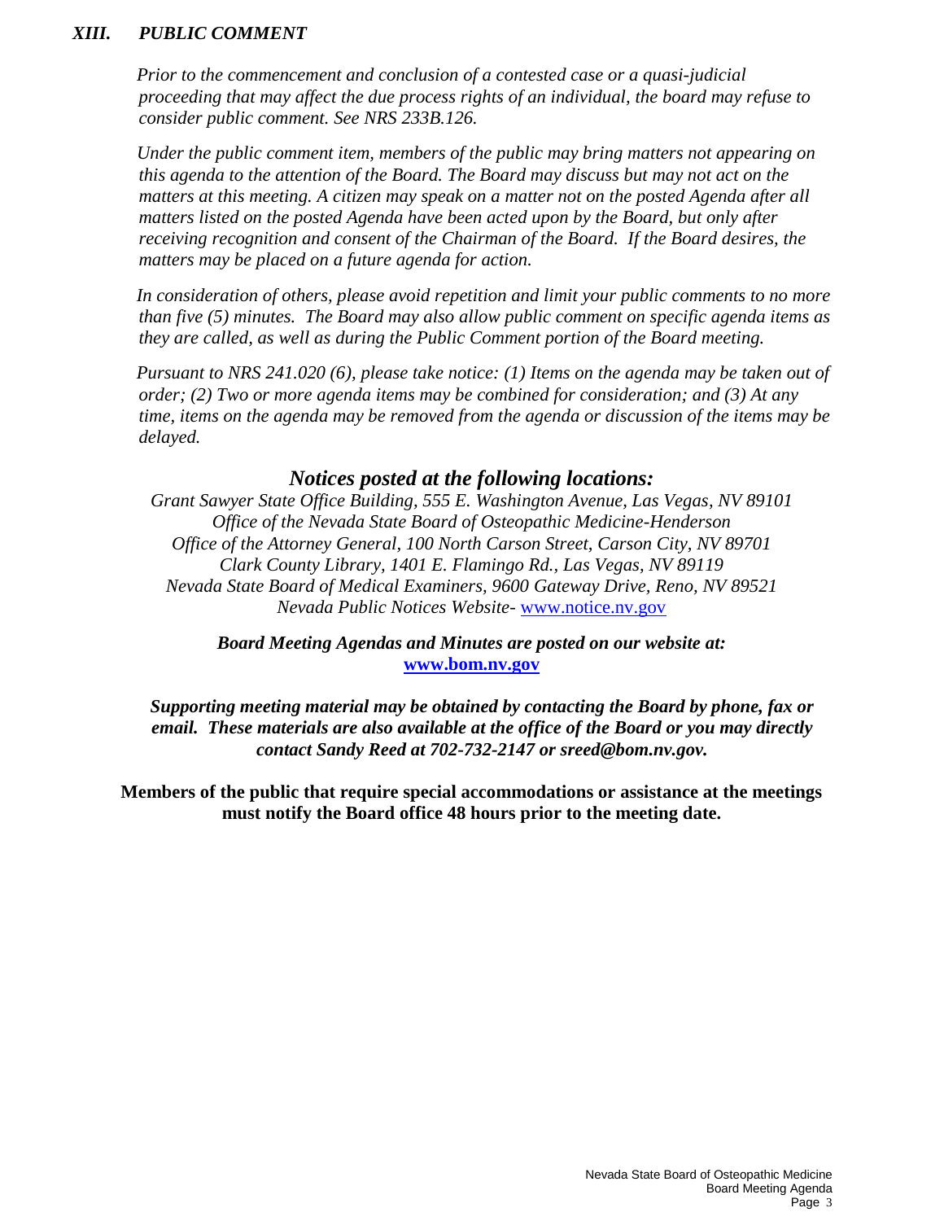## *XIII. PUBLIC COMMENT*

*Prior to the commencement and conclusion of a contested case or a quasi-judicial proceeding that may affect the due process rights of an individual, the board may refuse to consider public comment. See NRS 233B.126.*

*Under the public comment item, members of the public may bring matters not appearing on this agenda to the attention of the Board. The Board may discuss but may not act on the matters at this meeting. A citizen may speak on a matter not on the posted Agenda after all matters listed on the posted Agenda have been acted upon by the Board, but only after receiving recognition and consent of the Chairman of the Board. If the Board desires, the matters may be placed on a future agenda for action.*

*In consideration of others, please avoid repetition and limit your public comments to no more than five (5) minutes. The Board may also allow public comment on specific agenda items as they are called, as well as during the Public Comment portion of the Board meeting.*

*Pursuant to NRS 241.020 (6), please take notice: (1) Items on the agenda may be taken out of order; (2) Two or more agenda items may be combined for consideration; and (3) At any time, items on the agenda may be removed from the agenda or discussion of the items may be delayed.*

### *Notices posted at the following locations:*

*Grant Sawyer State Office Building, 555 E. Washington Avenue, Las Vegas, NV 89101*
*Office of the Nevada State Board of Osteopathic Medicine-Henderson*
*Office of the Attorney General, 100 North Carson Street, Carson City, NV 89701*
*Clark County Library, 1401 E. Flamingo Rd., Las Vegas, NV 89119*
*Nevada State Board of Medical Examiners, 9600 Gateway Drive, Reno, NV 89521*
*Nevada Public Notices Website-* www.notice.nv.gov

***Board Meeting Agendas and Minutes are posted on our website at:***
**www.bom.nv.gov**

***Supporting meeting material may be obtained by contacting the Board by phone, fax or email. These materials are also available at the office of the Board or you may directly contact Sandy Reed at 702-732-2147 or sreed@bom.nv.gov.***

**Members of the public that require special accommodations or assistance at the meetings must notify the Board office 48 hours prior to the meeting date.**